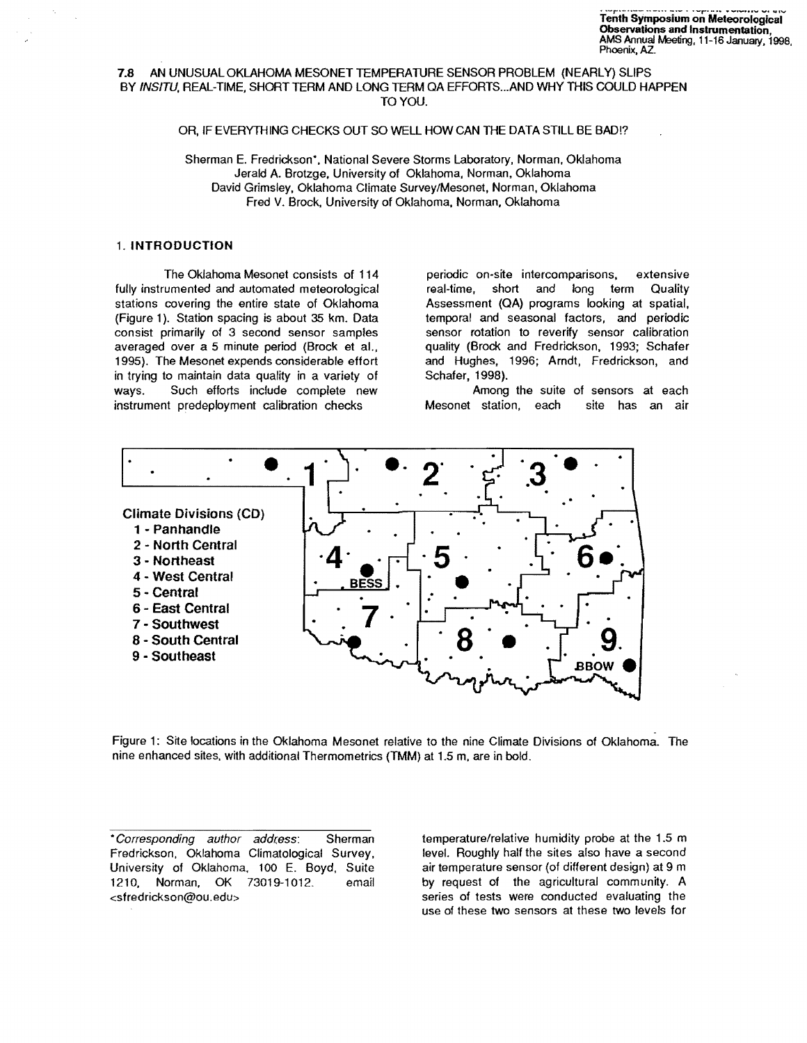Tenth Symposium on Meteorological Observations and Instrumentation, AMS Annual Meeting, 11-16 January, 1998, Phoenix, AZ.

# 7.8 AN UNUSUAL OKLAHOMA MESONET TEMPERATURE SENSOR PROBLEM (NEARLY) SLIPS BY *INSITU*, REAL-TIME, SHORT TERM AND LONG TERM QA EFFORTS...AND WHY THIS COULD HAPPEN TO YOU.

## OR, IF EVERYTHING CHECKS OUT SO WELL HOW CAN THE DATA STILL BE BAD!?

Sherman E. Fredrickson*, National Severe Storms Laboratory, Norman, Oklahoma
Jerald A. Brotzge, University of Oklahoma, Norman, Oklahoma
David Grimsley, Oklahoma Climate Survey/Mesonet, Norman, Oklahoma
Fred V. Brock, University of Oklahoma, Norman, Oklahoma

### 1. INTRODUCTION

The Oklahoma Mesonet consists of 114 fully instrumented and automated meteorological stations covering the entire state of Oklahoma (Figure 1). Station spacing is about 35 km. Data consist primarily of 3 second sensor samples averaged over a 5 minute period (Brock et al., 1995). The Mesonet expends considerable effort in trying to maintain data quality in a variety of ways. Such efforts include complete new instrument predeployment calibration checks periodic on-site intercomparisons, extensive real-time, short and long term Quality Assessment (QA) programs looking at spatial, temporal and seasonal factors, and periodic sensor rotation to reverify sensor calibration quality (Brock and Fredrickson, 1993; Schafer and Hughes, 1996; Arndt, Fredrickson, and Schafer, 1998).

Among the suite of sensors at each Mesonet station, each site has an air temperature/relative humidity probe at the 1.5 m level. Roughly half the sites also have a second air temperature sensor (of different design) at 9 m by request of the agricultural community. A series of tests were conducted evaluating the use of these two sensors at these two levels for

Climate Divisions (CD)
1 - Panhandle
2 - North Central
3 - Northeast
4 - West Central
5 - Central
6 - East Central
7 - Southwest
8 - South Central
9 - Southeast

Figure 1: Site locations in the Oklahoma Mesonet relative to the nine Climate Divisions of Oklahoma. The nine enhanced sites, with additional Thermometrics (TMM) at 1.5 m, are in bold.

*Corresponding author address: Sherman Fredrickson, Oklahoma Climatological Survey, University of Oklahoma, 100 E. Boyd, Suite 1210, Norman, OK 73019-1012. email <sfredrickson@ou.edu>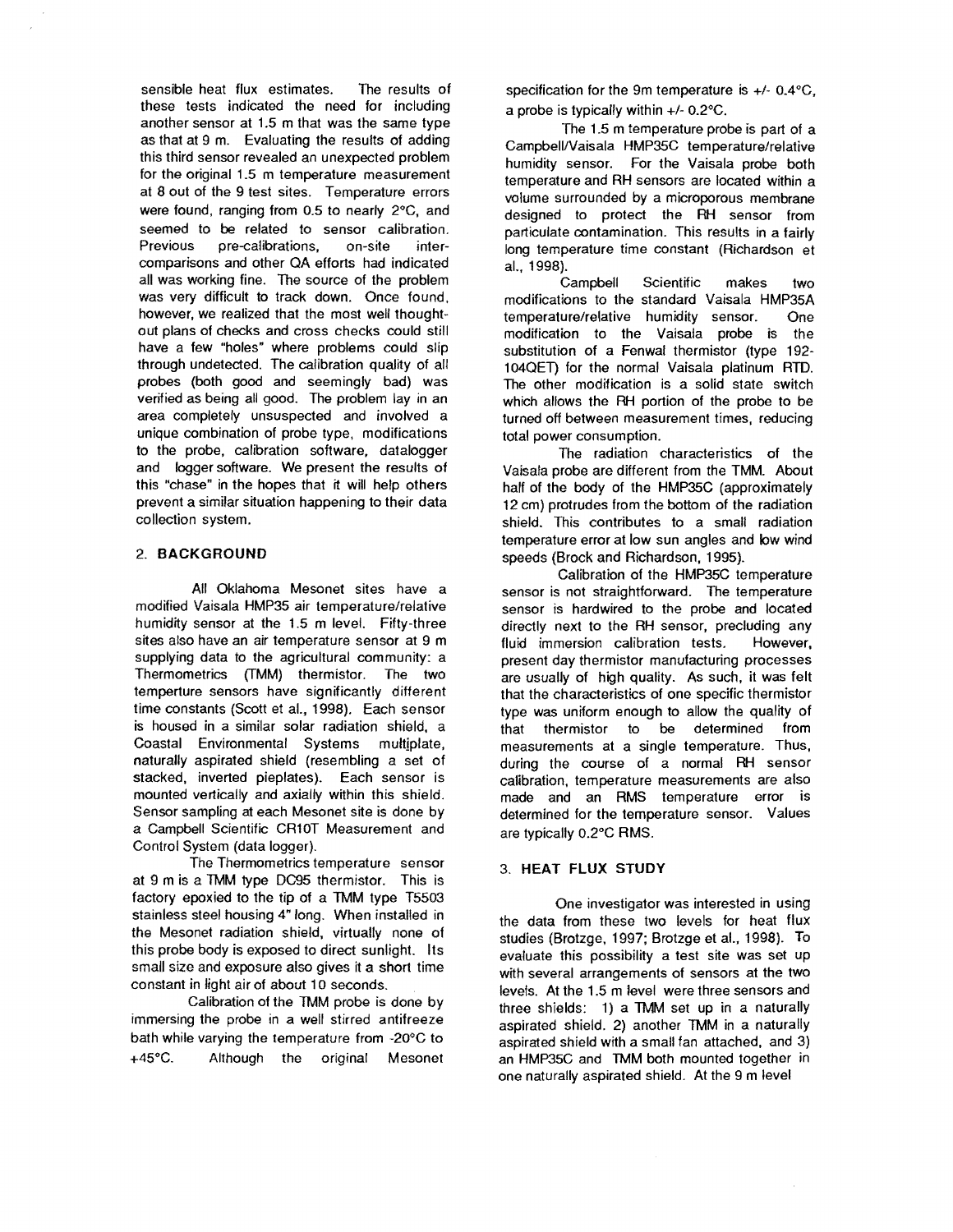sensible heat flux estimates. The results of these tests indicated the need for including another sensor at 1.5 m that was the same type as that at 9 m. Evaluating the results of adding this third sensor revealed an unexpected problem for the original 1.5 m temperature measurement at 8 out of the 9 test sites. Temperature errors were found, ranging from 0.5 to nearly 2°C, and seemed to be related to sensor calibration. Previous pre-calibrations, on-site inter-comparisons and other QA efforts had indicated all was working fine. The source of the problem was very difficult to track down. Once found, however, we realized that the most well thought-out plans of checks and cross checks could still have a few "holes" where problems could slip through undetected. The calibration quality of all probes (both good and seemingly bad) was verified as being all good. The problem lay in an area completely unsuspected and involved a unique combination of probe type, modifications to the probe, calibration software, datalogger and logger software. We present the results of this "chase" in the hopes that it will help others prevent a similar situation happening to their data collection system.

## 2. BACKGROUND

All Oklahoma Mesonet sites have a modified Vaisala HMP35 air temperature/relative humidity sensor at the 1.5 m level. Fifty-three sites also have an air temperature sensor at 9 m supplying data to the agricultural community: a Thermometrics (TMM) thermistor. The two temperture sensors have significantly different time constants (Scott et al., 1998). Each sensor is housed in a similar solar radiation shield, a Coastal Environmental Systems multiplate, naturally aspirated shield (resembling a set of stacked, inverted pieplates). Each sensor is mounted vertically and axially within this shield. Sensor sampling at each Mesonet site is done by a Campbell Scientific CR10T Measurement and Control System (data logger).

The Thermometrics temperature sensor at 9 m is a TMM type DC95 thermistor. This is factory epoxied to the tip of a TMM type T5503 stainless steel housing 4" long. When installed in the Mesonet radiation shield, virtually none of this probe body is exposed to direct sunlight. Its small size and exposure also gives it a short time constant in light air of about 10 seconds.

Calibration of the TMM probe is done by immersing the probe in a well stirred antifreeze bath while varying the temperature from -20°C to +45°C. Although the original Mesonet specification for the 9m temperature is +/- 0.4°C, a probe is typically within +/- 0.2°C.

The 1.5 m temperature probe is part of a Campbell/Vaisala HMP35C temperature/relative humidity sensor. For the Vaisala probe both temperature and RH sensors are located within a volume surrounded by a microporous membrane designed to protect the RH sensor from particulate contamination. This results in a fairly long temperature time constant (Richardson et al., 1998).

Campbell Scientific makes two modifications to the standard Vaisala HMP35A temperature/relative humidity sensor. One modification to the Vaisala probe is the substitution of a Fenwal thermistor (type 192-104QET) for the normal Vaisala platinum RTD. The other modification is a solid state switch which allows the RH portion of the probe to be turned off between measurement times, reducing total power consumption.

The radiation characteristics of the Vaisala probe are different from the TMM. About half of the body of the HMP35C (approximately 12 cm) protrudes from the bottom of the radiation shield. This contributes to a small radiation temperature error at low sun angles and low wind speeds (Brock and Richardson, 1995).

Calibration of the HMP35C temperature sensor is not straightforward. The temperature sensor is hardwired to the probe and located directly next to the RH sensor, precluding any fluid immersion calibration tests. However, present day thermistor manufacturing processes are usually of high quality. As such, it was felt that the characteristics of one specific thermistor type was uniform enough to allow the quality of that thermistor to be determined from measurements at a single temperature. Thus, during the course of a normal RH sensor calibration, temperature measurements are also made and an RMS temperature error is determined for the temperature sensor. Values are typically 0.2°C RMS.

## 3. HEAT FLUX STUDY

One investigator was interested in using the data from these two levels for heat flux studies (Brotzge, 1997; Brotzge et al., 1998). To evaluate this possibility a test site was set up with several arrangements of sensors at the two levels. At the 1.5 m level were three sensors and three shields: 1) a TMM set up in a naturally aspirated shield. 2) another TMM in a naturally aspirated shield with a small fan attached, and 3) an HMP35C and TMM both mounted together in one naturally aspirated shield. At the 9 m level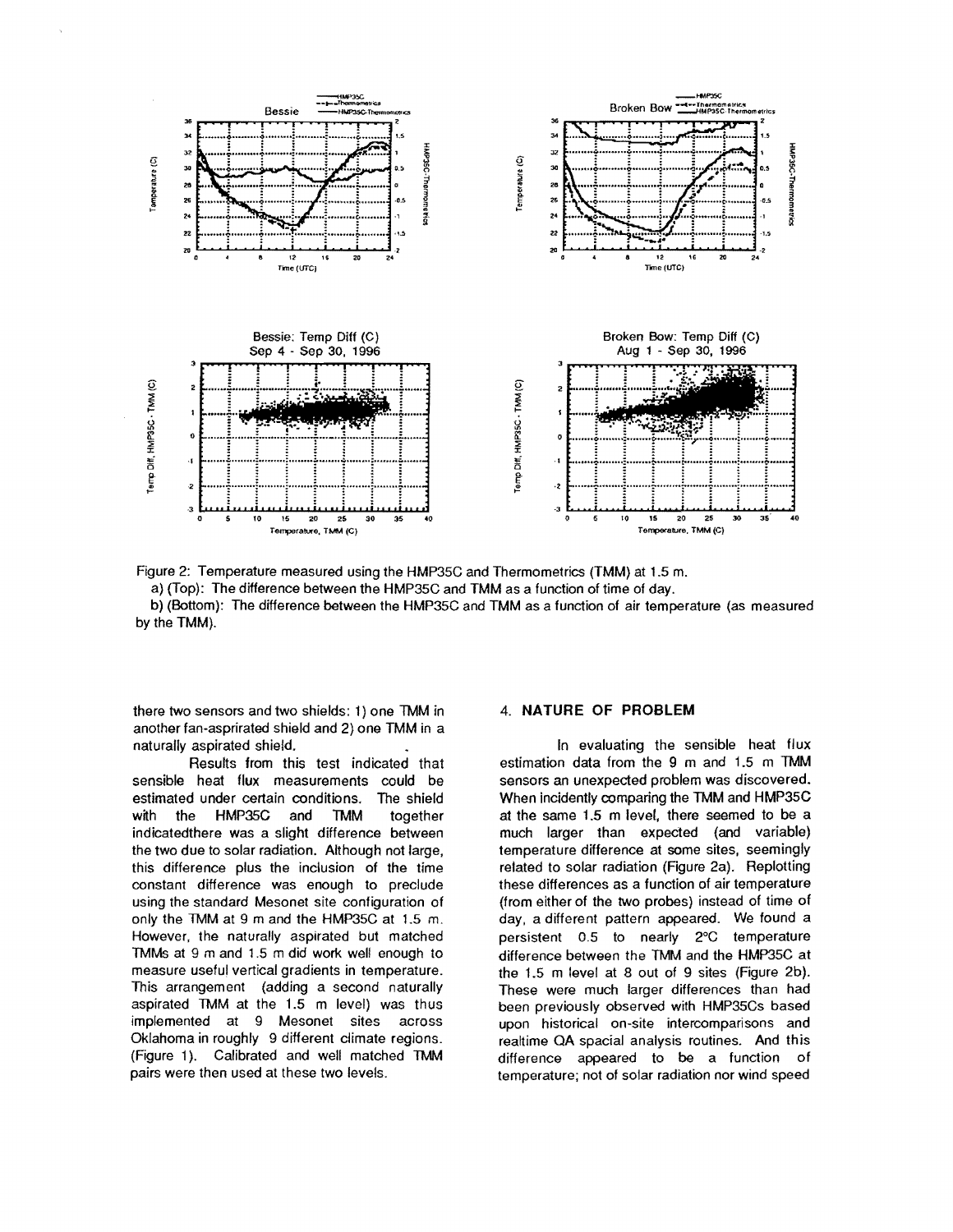Figure 2: Temperature measured using the HMP35C and Thermometrics (TMM) at 1.5 m.

a) (Top): The difference between the HMP35C and TMM as a function of time of day.

b) (Bottom): The difference between the HMP35C and TMM as a function of air temperature (as measured by the TMM).

there two sensors and two shields: 1) one TMM in another fan-asprirated shield and 2) one TMM in a naturally aspirated shield.

Results from this test indicated that sensible heat flux measurements could be estimated under certain conditions. The shield with the HMP35C and TMM together indicatedthere was a slight difference between the two due to solar radiation. Although not large, this difference plus the inclusion of the time constant difference was enough to preclude using the standard Mesonet site configuration of only the TMM at 9 m and the HMP35C at 1.5 m. However, the naturally aspirated but matched TMMs at 9 m and 1.5 m did work well enough to measure useful vertical gradients in temperature. This arrangement (adding a second naturally aspirated TMM at the 1.5 m level) was thus implemented at 9 Mesonet sites across Oklahoma in roughly 9 different climate regions. (Figure 1). Calibrated and well matched TMM pairs were then used at these two levels.

## 4. NATURE OF PROBLEM

In evaluating the sensible heat flux estimation data from the 9 m and 1.5 m TMM sensors an unexpected problem was discovered. When incidently comparing the TMM and HMP35C at the same 1.5 m level, there seemed to be a much larger than expected (and variable) temperature difference at some sites, seemingly related to solar radiation (Figure 2a). Replotting these differences as a function of air temperature (from either of the two probes) instead of time of day, a different pattern appeared. We found a persistent 0.5 to nearly 2°C temperature difference between the TMM and the HMP35C at the 1.5 m level at 8 out of 9 sites (Figure 2b). These were much larger differences than had been previously observed with HMP35Cs based upon historical on-site intercomparisons and realtime QA spacial analysis routines. And this difference appeared to be a function of temperature; not of solar radiation nor wind speed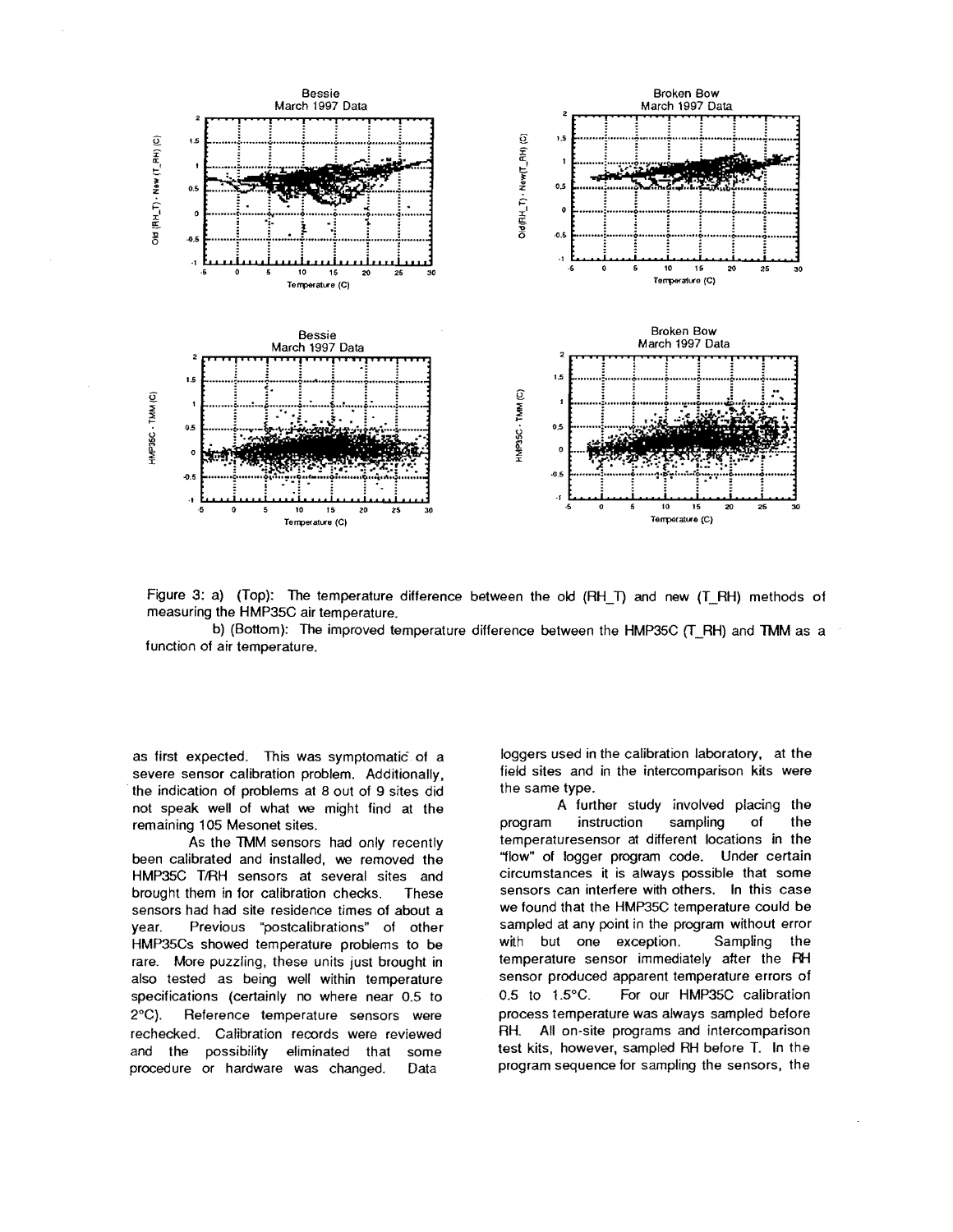Figure 3: a) (Top): The temperature difference between the old (RH_T) and new (T_RH) methods of measuring the HMP35C air temperature.

b) (Bottom): The improved temperature difference between the HMP35C (T_RH) and TMM as a function of air temperature.

as first expected. This was symptomatic of a severe sensor calibration problem. Additionally, the indication of problems at 8 out of 9 sites did not speak well of what we might find at the remaining 105 Mesonet sites.

As the TMM sensors had only recently been calibrated and installed, we removed the HMP35C T/RH sensors at several sites and brought them in for calibration checks. These sensors had had site residence times of about a year. Previous "postcalibrations" of other HMP35Cs showed temperature problems to be rare. More puzzling, these units just brought in also tested as being well within temperature specifications (certainly no where near 0.5 to 2°C). Reference temperature sensors were rechecked. Calibration records were reviewed and the possibility eliminated that some procedure or hardware was changed. Data loggers used in the calibration laboratory, at the field sites and in the intercomparison kits were the same type.

A further study involved placing the program instruction sampling of the temperaturesensor at different locations in the "flow" of logger program code. Under certain circumstances it is always possible that some sensors can interfere with others. In this case we found that the HMP35C temperature could be sampled at any point in the program without error with but one exception. Sampling the temperature sensor immediately after the RH sensor produced apparent temperature errors of 0.5 to 1.5°C. For our HMP35C calibration process temperature was always sampled before RH. All on-site programs and intercomparison test kits, however, sampled RH before T. In the program sequence for sampling the sensors, the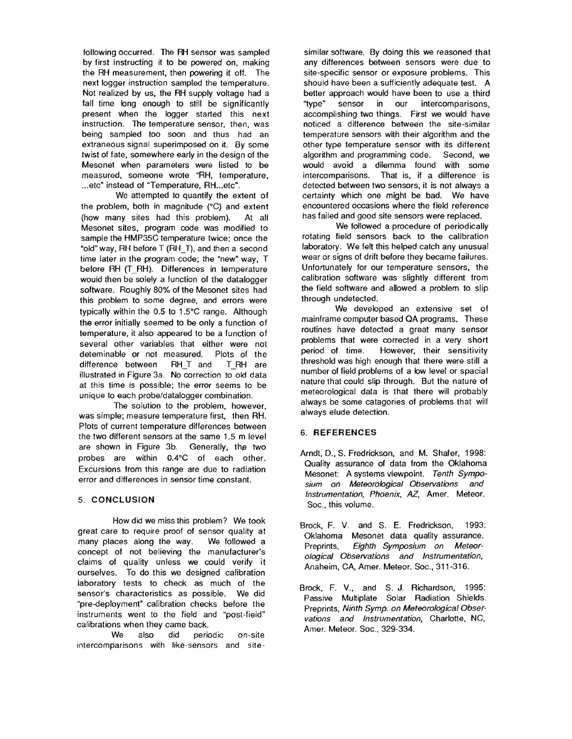following occurred. The RH sensor was sampled by first instructing it to be powered on, making the RH measurement, then powering it off. The next logger instruction sampled the temperature. Not realized by us, the RH supply voltage had a fall time long enough to still be significantly present when the logger started this next instruction. The temperature sensor, then, was being sampled too soon and thus had an extraneous signal superimposed on it. By some twist of fate, somewhere early in the design of the Mesonet when parameters were listed to be measured, someone wrote "RH, temperature, ...etc" instead of "Temperature, RH...etc".

We attempted to quantify the extent of the problem, both in magnitude (°C) and extent (how many sites had this problem). At all Mesonet sites, program code was modified to sample the HMP35C temperature twice; once the "old" way, RH before T (RH_T), and then a second time later in the program code; the "new" way, T before RH (T_RH). Differences in temperature would then be solely a function of the datalogger software. Roughly 80% of the Mesonet sites had this problem to some degree, and errors were typically within the 0.5 to 1.5°C range. Although the error initially seemed to be only a function of temperature, it also appeared to be a function of several other variables that either were not deteminable or not measured. Plots of the difference between RH_T and T_RH are illustrated in Figure 3a. No correction to old data at this time is possible; the error seems to be unique to each probe/datalogger combination.

The solution to the problem, however, was simple; measure temperature first, then RH. Plots of current temperature differences between the two different sensors at the same 1.5 m level are shown in Figure 3b. Generally, the two probes are within 0.4°C of each other. Excursions from this range are due to radiation error and differences in sensor time constant.

## 5. CONCLUSION

How did we miss this problem? We took great care to require proof of sensor quality at many places along the way. We followed a concept of not believing the manufacturer's claims of quality unless we could verify it ourselves. To do this we designed calibration laboratory tests to check as much of the sensor's characteristics as possible. We did "pre-deployment" calibration checks before the instruments went to the field and "post-field" calibrations when they came back.

We also did periodic on-site intercomparisons with like-sensors and site-similar software. By doing this we reasoned that any differences between sensors were due to site-specific sensor or exposure problems. This should have been a sufficiently adequate test. A better approach would have been to use a third "type" sensor in our intercomparisons, accomplishing two things. First we would have noticed a difference between the site-similar temperature sensors with their algorithm and the other type temperature sensor with its different algorithm and programming code. Second, we would avoid a dilemma found with some intercomparisons. That is, if a difference is detected between two sensors, it is not always a certainty which one might be bad. We have encountered occasions where the field reference has failed and good site sensors were replaced.

We followed a procedure of periodically rotating field sensors back to the calibration laboratory. We felt this helped catch any unusual wear or signs of drift before they became failures. Unfortunately for our temperature sensors, the calibration software was slightly different from the field software and allowed a problem to slip through undetected.

We developed an extensive set of mainframe computer based QA programs. These routines have detected a great many sensor problems that were corrected in a very short period of time. However, their sensitivity threshold was high enough that there were still a number of field problems of a low level or spacial nature that could slip through. But the nature of meteorological data is that there will probably always be some catagories of problems that will always elude detection.

## 6. REFERENCES

Arndt, D., S. Fredrickson, and M. Shafer, 1998: Quality assurance of data from the Oklahoma Mesonet: A systems viewpoint. *Tenth Symposium on Meteorological Observations and Instrumentation, Phoenix, AZ,* Amer. Meteor. Soc., this volume.

Brock, F. V. and S. E. Fredrickson, 1993: Oklahoma Mesonet data quality assurance. Preprints, *Eighth Symposium on Meteorological Observations and Instrumentation,* Anaheim, CA, Amer. Meteor. Soc., 311-316.

Brock, F. V., and S. J. Richardson, 1995: Passive Multiplate Solar Radiation Shields. Preprints, *Ninth Symp. on Meteorological Observations and Instrumentation,* Charlotte, NC, Amer. Meteor. Soc., 329-334.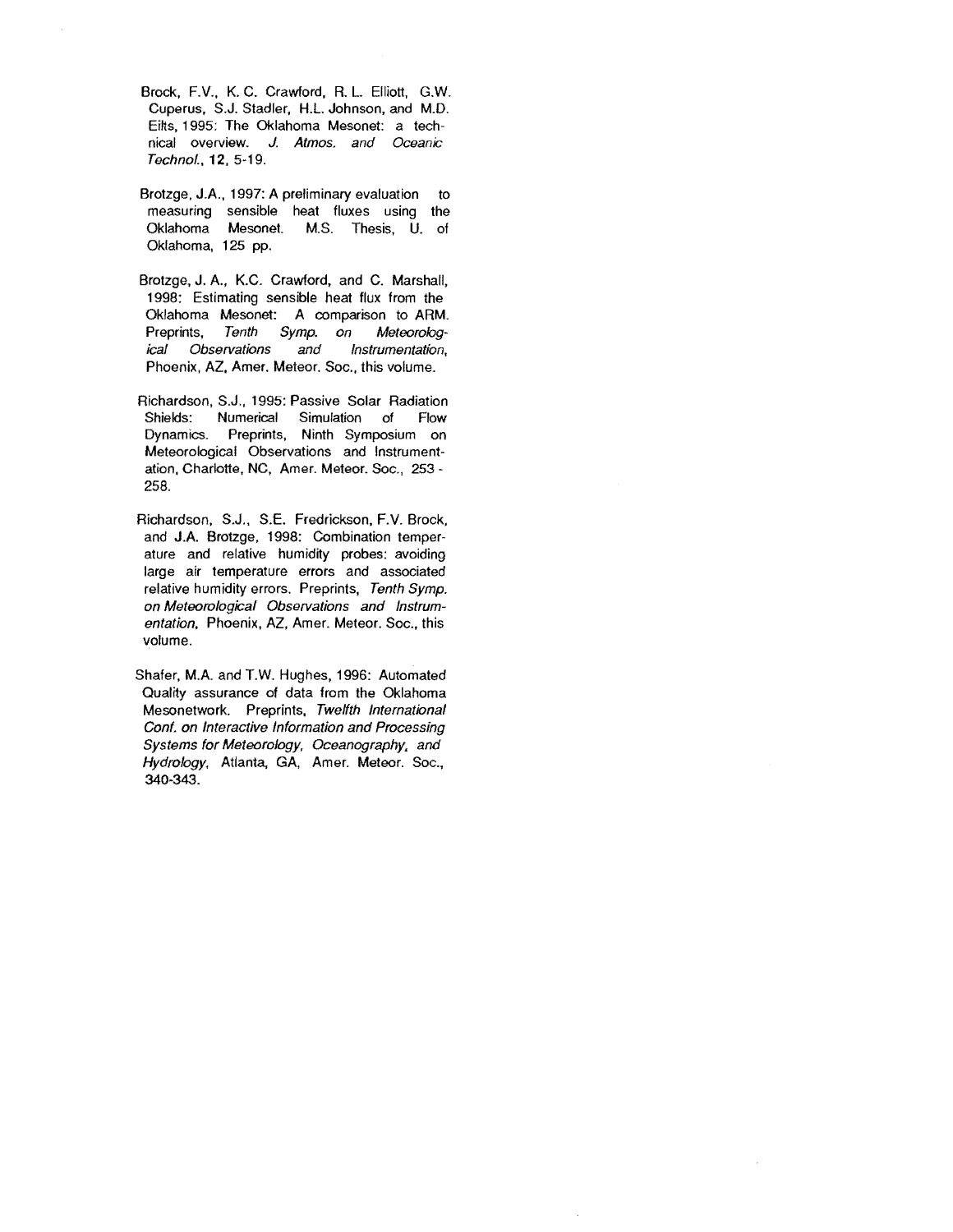Brock, F.V., K. C. Crawford, R. L. Elliott, G.W. Cuperus, S.J. Stadler, H.L. Johnson, and M.D. Eilts, 1995: The Oklahoma Mesonet: a technical overview. *J. Atmos. and Oceanic Technol.*, **12**, 5-19.

Brotzge, J.A., 1997: A preliminary evaluation to measuring sensible heat fluxes using the Oklahoma Mesonet. M.S. Thesis, U. of Oklahoma, 125 pp.

Brotzge, J. A., K.C. Crawford, and C. Marshall, 1998: Estimating sensible heat flux from the Oklahoma Mesonet: A comparison to ARM. Preprints, *Tenth Symp. on Meteorological Observations and Instrumentation*, Phoenix, AZ, Amer. Meteor. Soc., this volume.

Richardson, S.J., 1995: Passive Solar Radiation Shields: Numerical Simulation of Flow Dynamics. Preprints, Ninth Symposium on Meteorological Observations and Instrumentation, Charlotte, NC, Amer. Meteor. Soc., 253 - 258.

Richardson, S.J., S.E. Fredrickson, F.V. Brock, and J.A. Brotzge, 1998: Combination temperature and relative humidity probes: avoiding large air temperature errors and associated relative humidity errors. Preprints, *Tenth Symp. on Meteorological Observations and Instrumentation*, Phoenix, AZ, Amer. Meteor. Soc., this volume.

Shafer, M.A. and T.W. Hughes, 1996: Automated Quality assurance of data from the Oklahoma Mesonetwork. Preprints, *Twelfth International Conf. on Interactive Information and Processing Systems for Meteorology, Oceanography, and Hydrology*, Atlanta, GA, Amer. Meteor. Soc., 340-343.